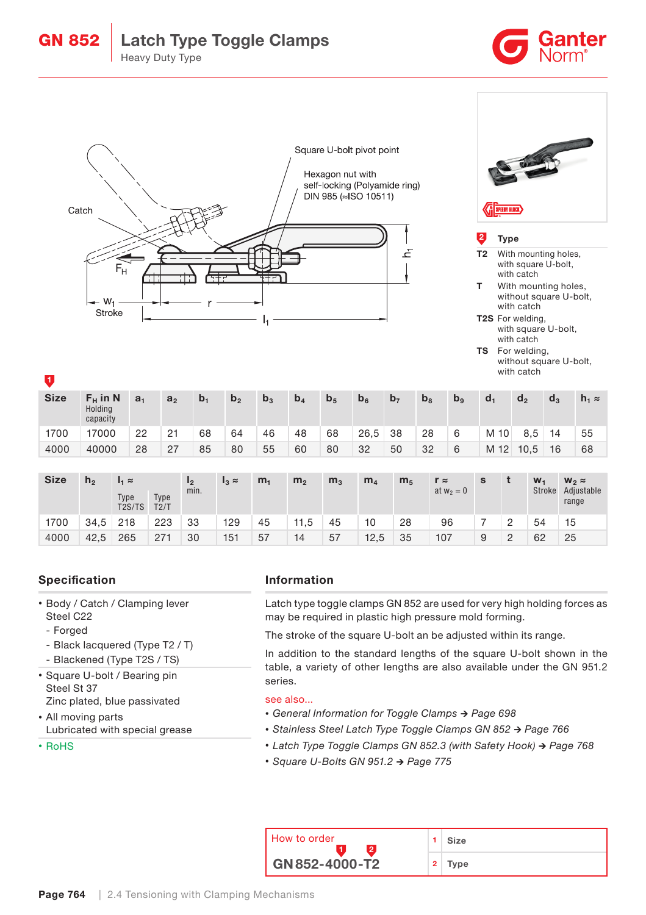# GN 852 Latch Type Toggle Clamps

Heavy Duty Type

Square U-bolt pivot point

Hexagon nut with self-locking (Polyamide ring) DIN 985 (≈ISO 10511)

Catch

$F_H$

$w_1$ Stroke

r

$l_1$

$h_1$

**2 Type**

- **T2** With mounting holes, with square U-bolt, with catch
- **T** With mounting holes, without square U-bolt, with catch
- **T2S** For welding, with square U-bolt, with catch
- **TS** For welding, without square U-bolt, with catch

1

| Size | $F_H$ in N Holding capacity | $a_1$ | $a_2$ | $b_1$ | $b_2$ | $b_3$ | $b_4$ | $b_5$ | $b_6$ | $b_7$ | $b_8$ | $b_9$ | $d_1$ | $d_2$ | $d_3$ | $h_1$ ≈ |
|---|---|---|---|---|---|---|---|---|---|---|---|---|---|---|---|---|
| 1700 | 17000 | 22 | 21 | 68 | 64 | 46 | 48 | 68 | 26,5 | 38 | 28 | 6 | M 10 | 8,5 | 14 | 55 |
| 4000 | 40000 | 28 | 27 | 85 | 80 | 55 | 60 | 80 | 32 | 50 | 32 | 6 | M 12 | 10,5 | 16 | 68 |

| Size | $h_2$ | $l_1$ ≈ Type T2S/TS | $l_1$ ≈ Type T2/T | $l_2$ min. | $l_3$ ≈ | $m_1$ | $m_2$ | $m_3$ | $m_4$ | $m_5$ | r ≈ at $w_2$ = 0 | s | t | $w_1$ Stroke | $w_2$ ≈ Adjustable range |
|---|---|---|---|---|---|---|---|---|---|---|---|---|---|---|---|
| 1700 | 34,5 | 218 | 223 | 33 | 129 | 45 | 11,5 | 45 | 10 | 28 | 96 | 7 | 2 | 54 | 15 |
| 4000 | 42,5 | 265 | 271 | 30 | 151 | 57 | 14 | 57 | 12,5 | 35 | 107 | 9 | 2 | 62 | 25 |

## Specification

- Body / Catch / Clamping lever
  Steel C22
  - Forged
  - Black lacquered (Type T2 / T)
  - Blackened (Type T2S / TS)
- Square U-bolt / Bearing pin
  Steel St 37
  Zinc plated, blue passivated
- All moving parts
  Lubricated with special grease
- RoHS

## Information

Latch type toggle clamps GN 852 are used for very high holding forces as may be required in plastic high pressure mold forming.

The stroke of the square U-bolt an be adjusted within its range.

In addition to the standard lengths of the square U-bolt shown in the table, a variety of other lengths are also available under the GN 951.2 series.

see also...

- *General Information for Toggle Clamps → Page 698*
- *Stainless Steel Latch Type Toggle Clamps GN 852 → Page 766*
- *Latch Type Toggle Clamps GN 852.3 (with Safety Hook) → Page 768*
- *Square U-Bolts GN 951.2 → Page 775*

| How to order | | |
|---|---|---|
| **GN 852-4000-T2** | 1 | Size |
| | 2 | Type |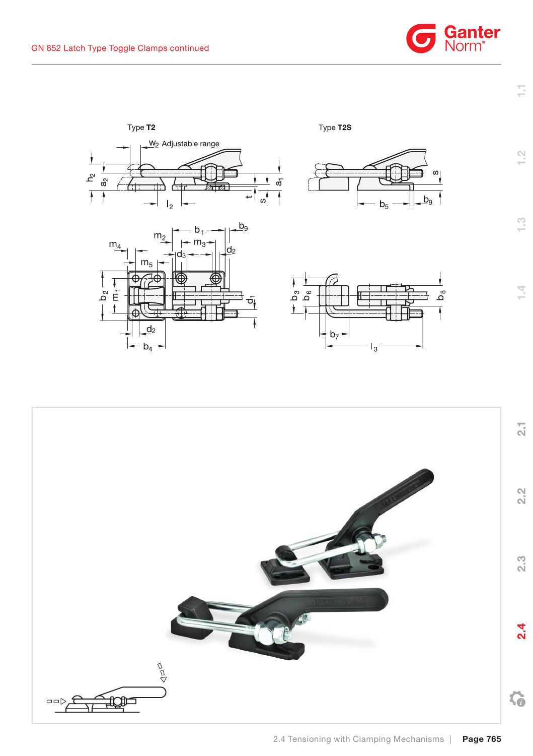GN 852 Latch Type Toggle Clamps continued

Type **T2**

$w_2$ Adjustable range

$h_2$ $a_2$ $l_2$ $t$ $s$ $a_1$

Type **T2S**

$s$ $b_5$ $b_9$

$m_2$ $b_1$ $b_9$ $m_4$ $m_3$ $d_3$ $d_2$ $m_5$ $b_2$ $m_1$ $d_1$ $d_2$ $b_4$

$b_3$ $b_6$ $b_8$ $b_7$ $l_3$